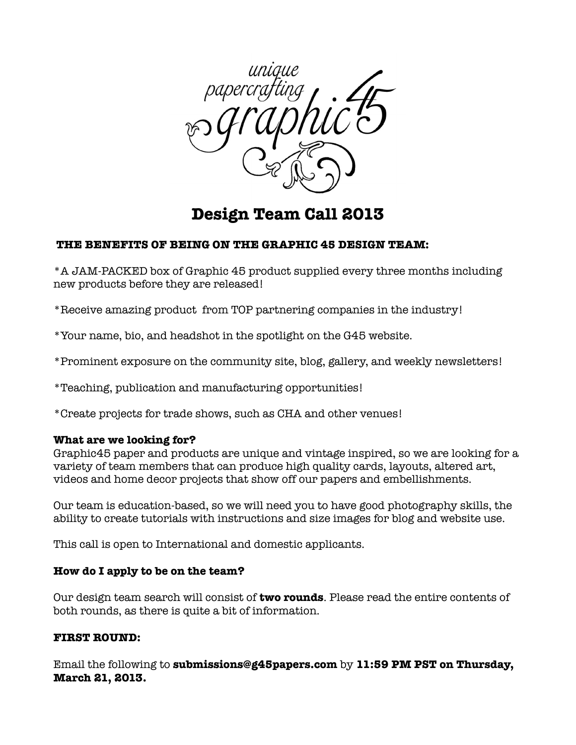unique papercrafting graphic45

# Design Team Call 2013

**THE BENEFITS OF BEING ON THE GRAPHIC 45 DESIGN TEAM:**

*A JAM-PACKED box of Graphic 45 product supplied every three months including new products before they are released!

*Receive amazing product from TOP partnering companies in the industry!

*Your name, bio, and headshot in the spotlight on the G45 website.

*Prominent exposure on the community site, blog, gallery, and weekly newsletters!

*Teaching, publication and manufacturing opportunities!

*Create projects for trade shows, such as CHA and other venues!

**What are we looking for?**

Graphic45 paper and products are unique and vintage inspired, so we are looking for a variety of team members that can produce high quality cards, layouts, altered art, videos and home decor projects that show off our papers and embellishments.

Our team is education-based, so we will need you to have good photography skills, the ability to create tutorials with instructions and size images for blog and website use.

This call is open to International and domestic applicants.

**How do I apply to be on the team?**

Our design team search will consist of **two rounds**. Please read the entire contents of both rounds, as there is quite a bit of information.

**FIRST ROUND:**

Email the following to **submissions@g45papers.com** by **11:59 PM PST on Thursday, March 21, 2013.**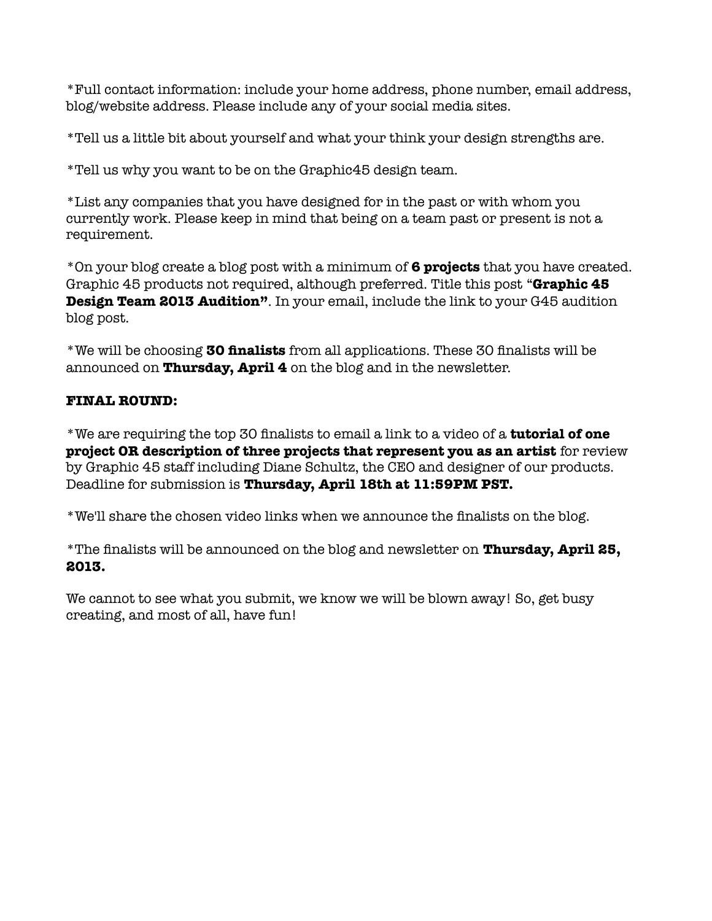*Full contact information: include your home address, phone number, email address, blog/website address. Please include any of your social media sites.

*Tell us a little bit about yourself and what your think your design strengths are.

*Tell us why you want to be on the Graphic45 design team.

*List any companies that you have designed for in the past or with whom you currently work. Please keep in mind that being on a team past or present is not a requirement.

*On your blog create a blog post with a minimum of **6 projects** that you have created. Graphic 45 products not required, although preferred. Title this post "**Graphic 45 Design Team 2013 Audition"**. In your email, include the link to your G45 audition blog post.

*We will be choosing **30 finalists** from all applications. These 30 finalists will be announced on **Thursday, April 4** on the blog and in the newsletter.

**FINAL ROUND:**

*We are requiring the top 30 finalists to email a link to a video of a **tutorial of one project OR description of three projects that represent you as an artist** for review by Graphic 45 staff including Diane Schultz, the CEO and designer of our products. Deadline for submission is **Thursday, April 18th at 11:59PM PST.**

*We'll share the chosen video links when we announce the finalists on the blog.

*The finalists will be announced on the blog and newsletter on **Thursday, April 25, 2013.**

We cannot to see what you submit, we know we will be blown away! So, get busy creating, and most of all, have fun!